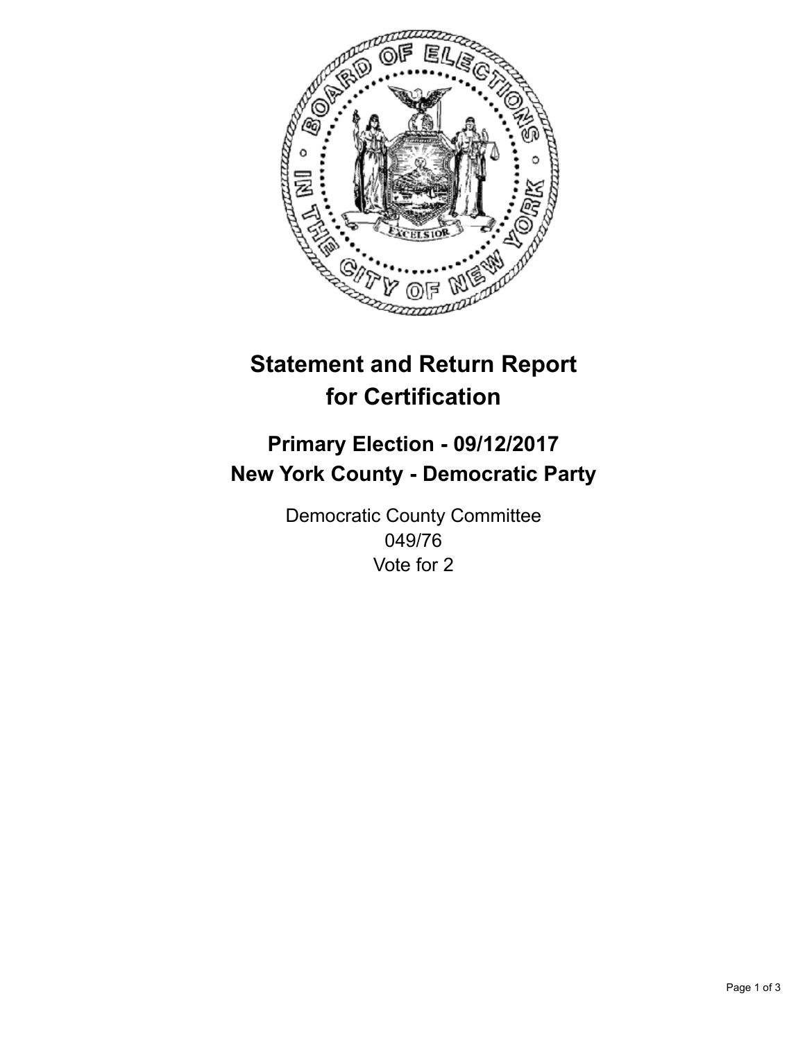# Statement and Return Report for Certification

## Primary Election - 09/12/2017
## New York County - Democratic Party

Democratic County Committee
049/76
Vote for 2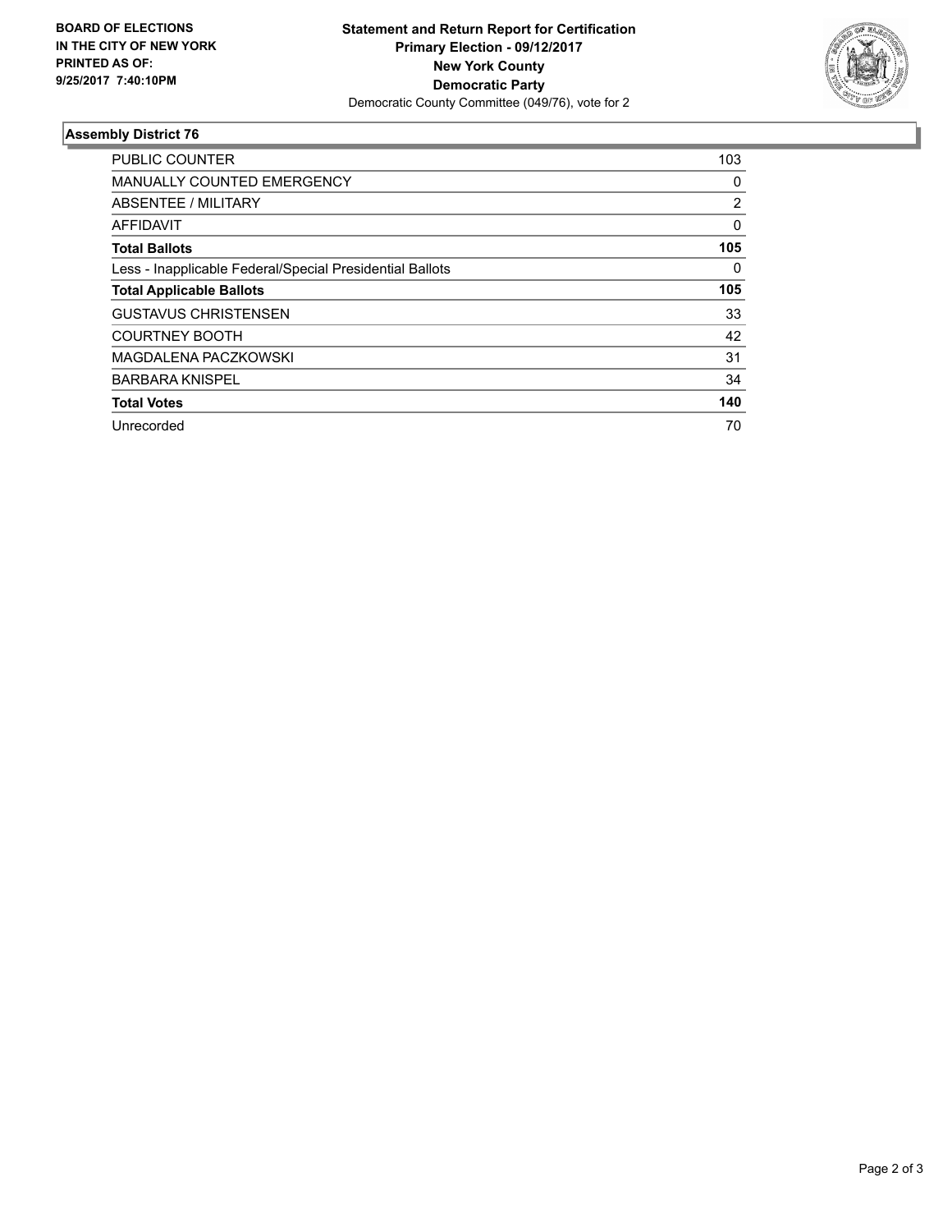BOARD OF ELECTIONS
IN THE CITY OF NEW YORK
PRINTED AS OF:
9/25/2017 7:40:10PM

**Statement and Return Report for Certification**
**Primary Election - 09/12/2017**
**New York County**
**Democratic Party**
Democratic County Committee (049/76), vote for 2

### Assembly District 76

| | |
|---|---|
| PUBLIC COUNTER | 103 |
| MANUALLY COUNTED EMERGENCY | 0 |
| ABSENTEE / MILITARY | 2 |
| AFFIDAVIT | 0 |
| **Total Ballots** | **105** |
| Less - Inapplicable Federal/Special Presidential Ballots | 0 |
| **Total Applicable Ballots** | **105** |
| GUSTAVUS CHRISTENSEN | 33 |
| COURTNEY BOOTH | 42 |
| MAGDALENA PACZKOWSKI | 31 |
| BARBARA KNISPEL | 34 |
| **Total Votes** | **140** |
| Unrecorded | 70 |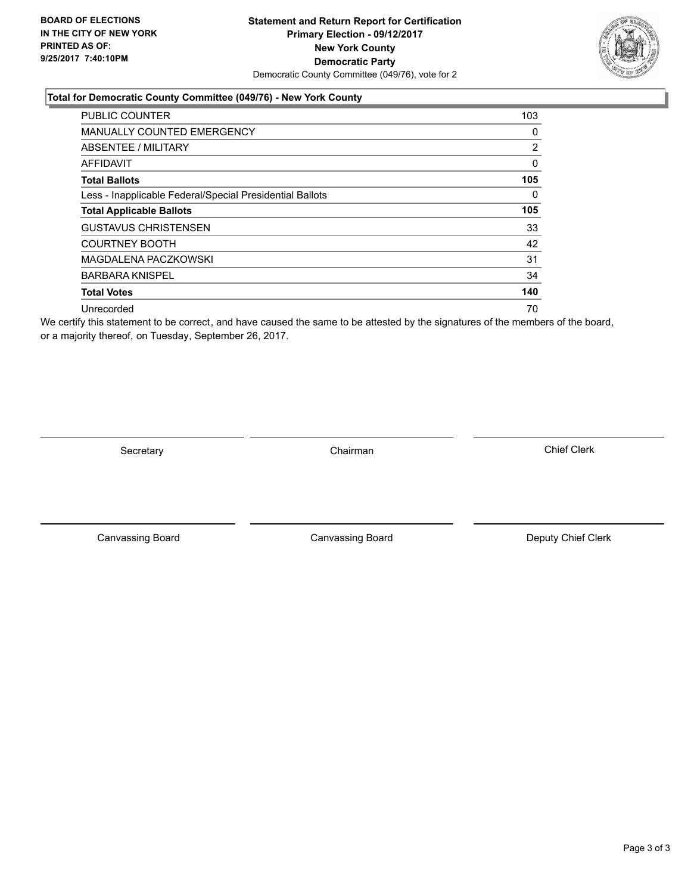**BOARD OF ELECTIONS IN THE CITY OF NEW YORK PRINTED AS OF: 9/25/2017 7:40:10PM**

**Statement and Return Report for Certification**
**Primary Election - 09/12/2017**
**New York County**
**Democratic Party**
Democratic County Committee (049/76), vote for 2

### Total for Democratic County Committee (049/76) - New York County

| | |
|---|---|
| PUBLIC COUNTER | 103 |
| MANUALLY COUNTED EMERGENCY | 0 |
| ABSENTEE / MILITARY | 2 |
| AFFIDAVIT | 0 |
| **Total Ballots** | **105** |
| Less - Inapplicable Federal/Special Presidential Ballots | 0 |
| **Total Applicable Ballots** | **105** |
| GUSTAVUS CHRISTENSEN | 33 |
| COURTNEY BOOTH | 42 |
| MAGDALENA PACZKOWSKI | 31 |
| BARBARA KNISPEL | 34 |
| **Total Votes** | **140** |
| Unrecorded | 70 |

We certify this statement to be correct, and have caused the same to be attested by the signatures of the members of the board, or a majority thereof, on Tuesday, September 26, 2017.

Secretary

Chairman

Chief Clerk

Canvassing Board

Canvassing Board

Deputy Chief Clerk